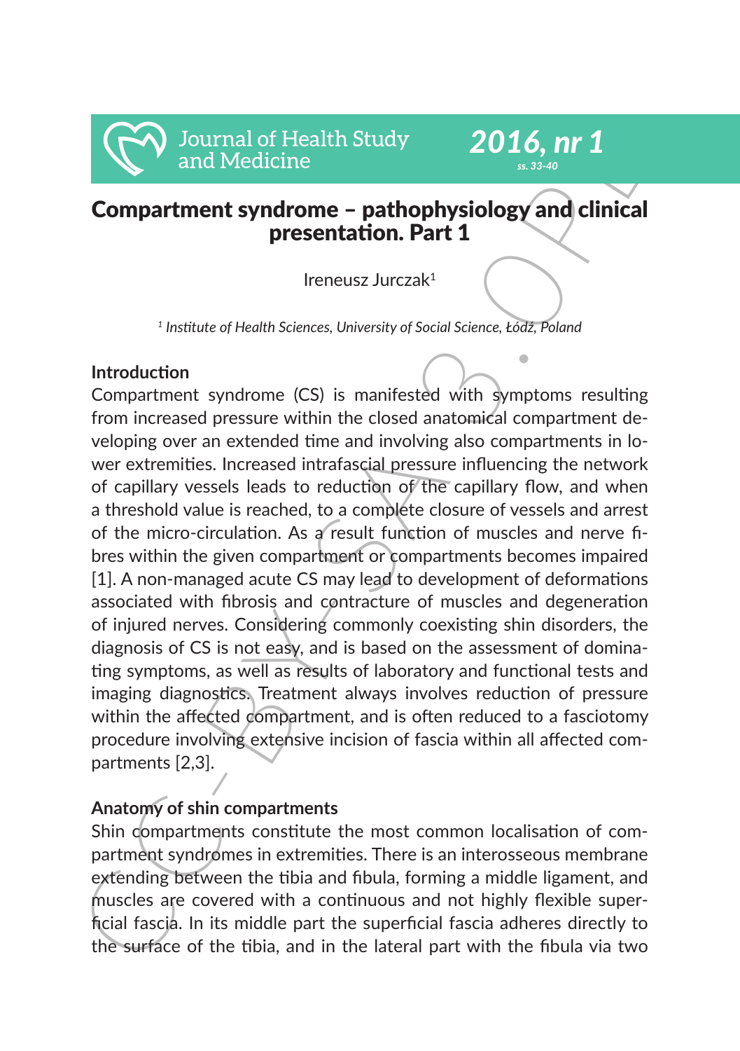# Compartment syndrome – pathophysiology and clinical presentation. Part 1

Ireneusz Jurczak[1]

[1] *Institute of Health Sciences, University of Social Science, Łódź, Poland*

## Introduction

Compartment syndrome (CS) is manifested with symptoms resulting from increased pressure within the closed anatomical compartment developing over an extended time and involving also compartments in lower extremities. Increased intrafascial pressure influencing the network of capillary vessels leads to reduction of the capillary flow, and when a threshold value is reached, to a complete closure of vessels and arrest of the micro-circulation. As a result function of muscles and nerve fibres within the given compartment or compartments becomes impaired [1]. A non-managed acute CS may lead to development of deformations associated with fibrosis and contracture of muscles and degeneration of injured nerves. Considering commonly coexisting shin disorders, the diagnosis of CS is not easy, and is based on the assessment of dominating symptoms, as well as results of laboratory and functional tests and imaging diagnostics. Treatment always involves reduction of pressure within the affected compartment, and is often reduced to a fasciotomy procedure involving extensive incision of fascia within all affected compartments [2,3].

## Anatomy of shin compartments

Shin compartments constitute the most common localisation of compartment syndromes in extremities. There is an interosseous membrane extending between the tibia and fibula, forming a middle ligament, and muscles are covered with a continuous and not highly flexible superficial fascia. In its middle part the superficial fascia adheres directly to the surface of the tibia, and in the lateral part with the fibula via two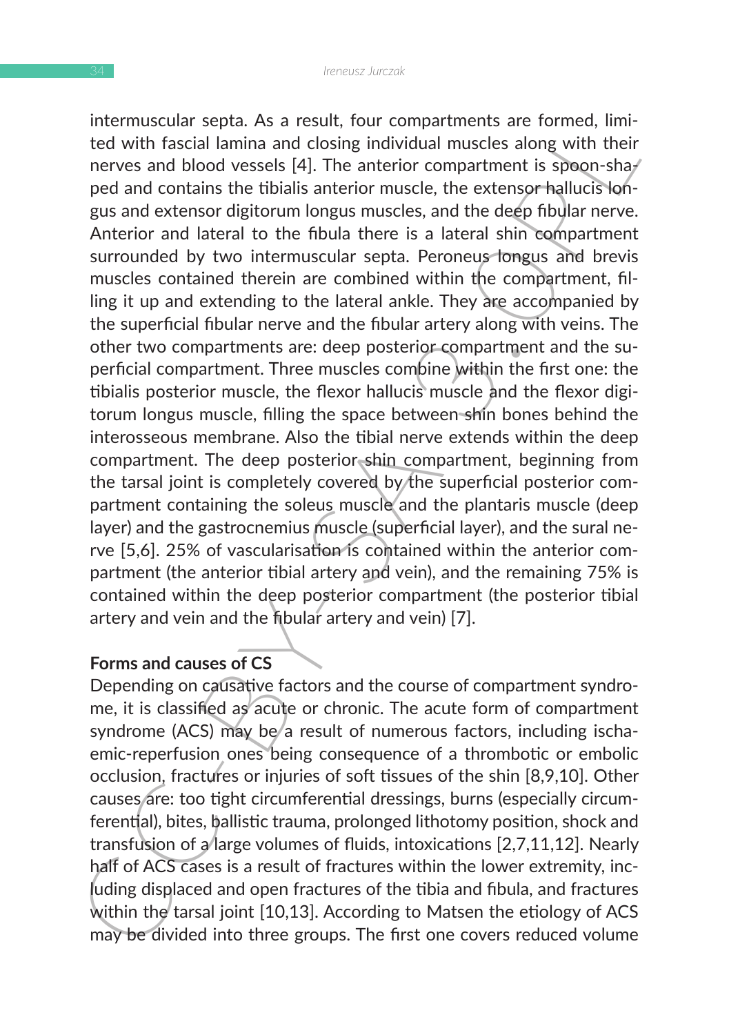intermuscular septa. As a result, four compartments are formed, limited with fascial lamina and closing individual muscles along with their nerves and blood vessels [4]. The anterior compartment is spoon-shaped and contains the tibialis anterior muscle, the extensor hallucis longus and extensor digitorum longus muscles, and the deep fibular nerve. Anterior and lateral to the fibula there is a lateral shin compartment surrounded by two intermuscular septa. Peroneus longus and brevis muscles contained therein are combined within the compartment, filling it up and extending to the lateral ankle. They are accompanied by the superficial fibular nerve and the fibular artery along with veins. The other two compartments are: deep posterior compartment and the superficial compartment. Three muscles combine within the first one: the tibialis posterior muscle, the flexor hallucis muscle and the flexor digitorum longus muscle, filling the space between shin bones behind the interosseous membrane. Also the tibial nerve extends within the deep compartment. The deep posterior shin compartment, beginning from the tarsal joint is completely covered by the superficial posterior compartment containing the soleus muscle and the plantaris muscle (deep layer) and the gastrocnemius muscle (superficial layer), and the sural nerve [5,6]. 25% of vascularisation is contained within the anterior compartment (the anterior tibial artery and vein), and the remaining 75% is contained within the deep posterior compartment (the posterior tibial artery and vein and the fibular artery and vein) [7].

**Forms and causes of CS**

Depending on causative factors and the course of compartment syndrome, it is classified as acute or chronic. The acute form of compartment syndrome (ACS) may be a result of numerous factors, including ischaemic-reperfusion ones being consequence of a thrombotic or embolic occlusion, fractures or injuries of soft tissues of the shin [8,9,10]. Other causes are: too tight circumferential dressings, burns (especially circumferential), bites, ballistic trauma, prolonged lithotomy position, shock and transfusion of a large volumes of fluids, intoxications [2,7,11,12]. Nearly half of ACS cases is a result of fractures within the lower extremity, including displaced and open fractures of the tibia and fibula, and fractures within the tarsal joint [10,13]. According to Matsen the etiology of ACS may be divided into three groups. The first one covers reduced volume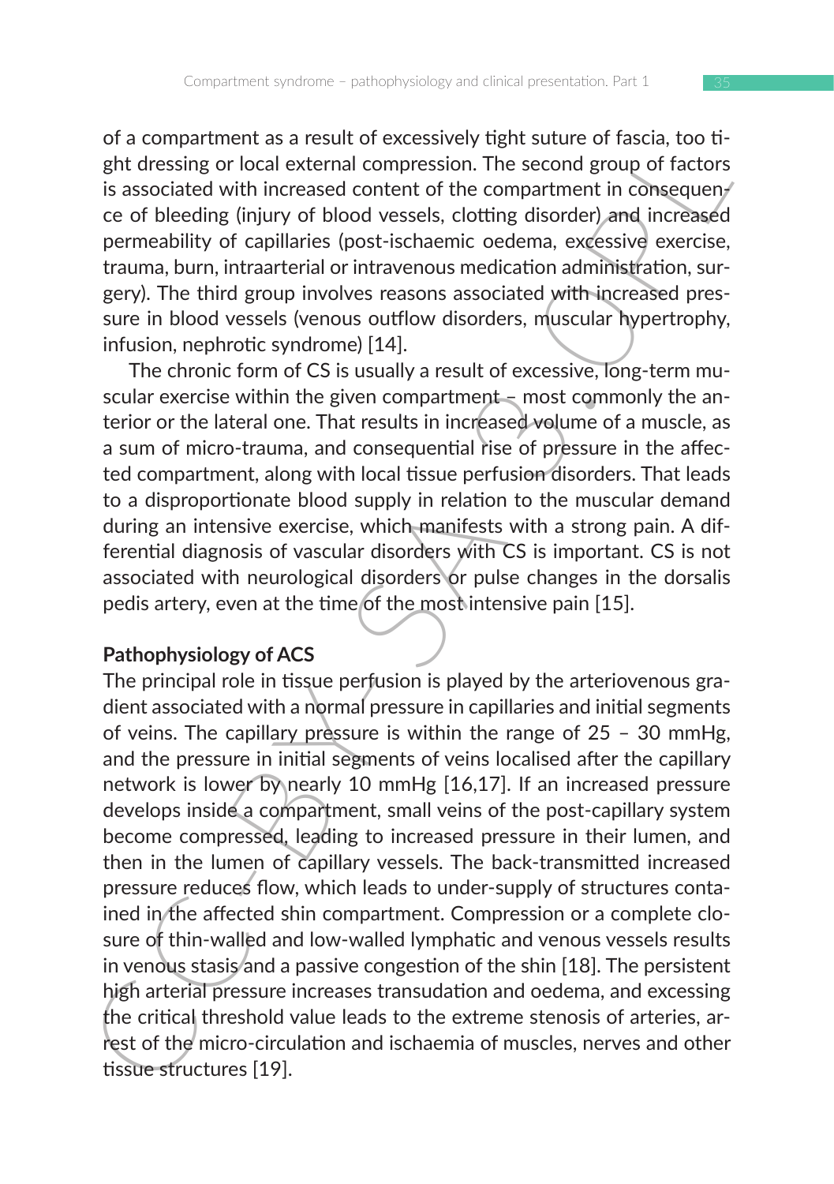of a compartment as a result of excessively tight suture of fascia, too tight dressing or local external compression. The second group of factors is associated with increased content of the compartment in consequence of bleeding (injury of blood vessels, clotting disorder) and increased permeability of capillaries (post-ischaemic oedema, excessive exercise, trauma, burn, intraarterial or intravenous medication administration, surgery). The third group involves reasons associated with increased pressure in blood vessels (venous outflow disorders, muscular hypertrophy, infusion, nephrotic syndrome) [14].

The chronic form of CS is usually a result of excessive, long-term muscular exercise within the given compartment – most commonly the anterior or the lateral one. That results in increased volume of a muscle, as a sum of micro-trauma, and consequential rise of pressure in the affected compartment, along with local tissue perfusion disorders. That leads to a disproportionate blood supply in relation to the muscular demand during an intensive exercise, which manifests with a strong pain. A differential diagnosis of vascular disorders with CS is important. CS is not associated with neurological disorders or pulse changes in the dorsalis pedis artery, even at the time of the most intensive pain [15].

## Pathophysiology of ACS

The principal role in tissue perfusion is played by the arteriovenous gradient associated with a normal pressure in capillaries and initial segments of veins. The capillary pressure is within the range of 25 – 30 mmHg, and the pressure in initial segments of veins localised after the capillary network is lower by nearly 10 mmHg [16,17]. If an increased pressure develops inside a compartment, small veins of the post-capillary system become compressed, leading to increased pressure in their lumen, and then in the lumen of capillary vessels. The back-transmitted increased pressure reduces flow, which leads to under-supply of structures contained in the affected shin compartment. Compression or a complete closure of thin-walled and low-walled lymphatic and venous vessels results in venous stasis and a passive congestion of the shin [18]. The persistent high arterial pressure increases transudation and oedema, and excessing the critical threshold value leads to the extreme stenosis of arteries, arrest of the micro-circulation and ischaemia of muscles, nerves and other tissue structures [19].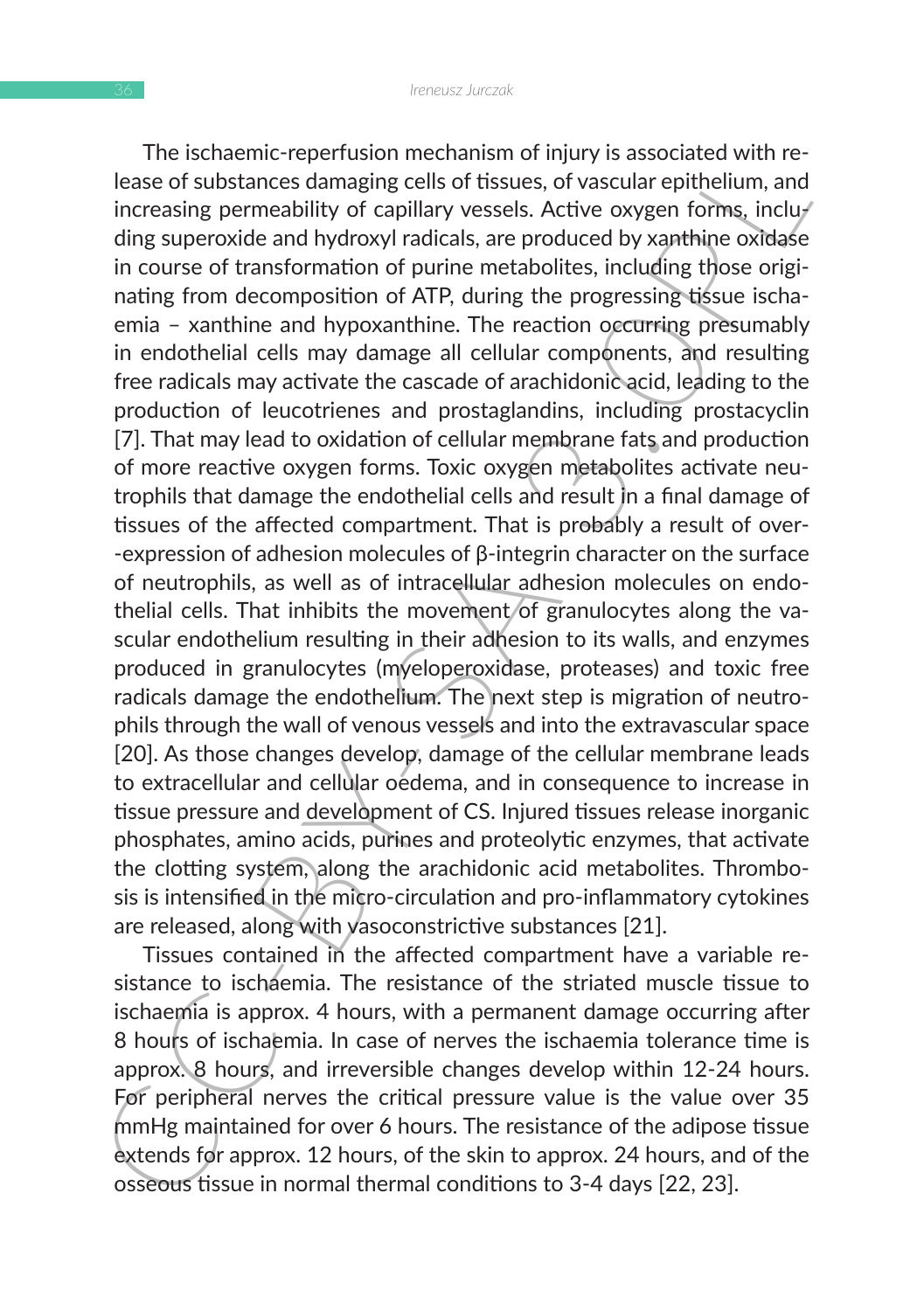The ischaemic-reperfusion mechanism of injury is associated with release of substances damaging cells of tissues, of vascular epithelium, and increasing permeability of capillary vessels. Active oxygen forms, including superoxide and hydroxyl radicals, are produced by xanthine oxidase in course of transformation of purine metabolites, including those originating from decomposition of ATP, during the progressing tissue ischaemia – xanthine and hypoxanthine. The reaction occurring presumably in endothelial cells may damage all cellular components, and resulting free radicals may activate the cascade of arachidonic acid, leading to the production of leucotrienes and prostaglandins, including prostacyclin [7]. That may lead to oxidation of cellular membrane fats and production of more reactive oxygen forms. Toxic oxygen metabolites activate neutrophils that damage the endothelial cells and result in a final damage of tissues of the affected compartment. That is probably a result of over-expression of adhesion molecules of β-integrin character on the surface of neutrophils, as well as of intracellular adhesion molecules on endothelial cells. That inhibits the movement of granulocytes along the vascular endothelium resulting in their adhesion to its walls, and enzymes produced in granulocytes (myeloperoxidase, proteases) and toxic free radicals damage the endothelium. The next step is migration of neutrophils through the wall of venous vessels and into the extravascular space [20]. As those changes develop, damage of the cellular membrane leads to extracellular and cellular oedema, and in consequence to increase in tissue pressure and development of CS. Injured tissues release inorganic phosphates, amino acids, purines and proteolytic enzymes, that activate the clotting system, along the arachidonic acid metabolites. Thrombosis is intensified in the micro-circulation and pro-inflammatory cytokines are released, along with vasoconstrictive substances [21].

Tissues contained in the affected compartment have a variable resistance to ischaemia. The resistance of the striated muscle tissue to ischaemia is approx. 4 hours, with a permanent damage occurring after 8 hours of ischaemia. In case of nerves the ischaemia tolerance time is approx. 8 hours, and irreversible changes develop within 12-24 hours. For peripheral nerves the critical pressure value is the value over 35 mmHg maintained for over 6 hours. The resistance of the adipose tissue extends for approx. 12 hours, of the skin to approx. 24 hours, and of the osseous tissue in normal thermal conditions to 3-4 days [22, 23].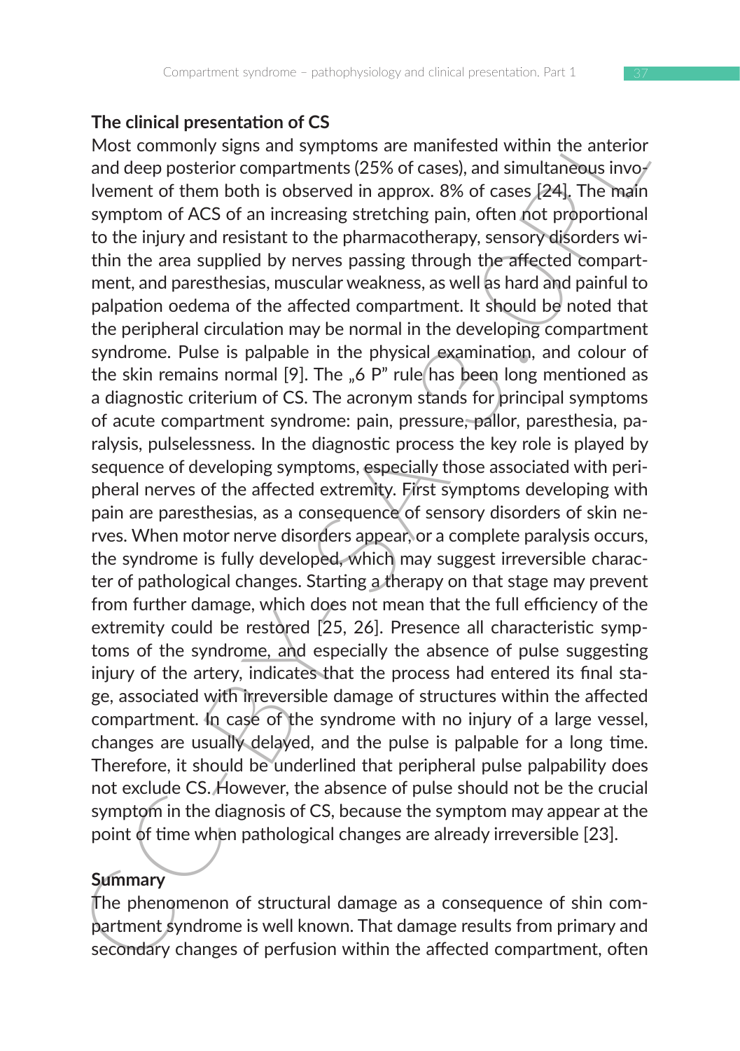**The clinical presentation of CS**

Most commonly signs and symptoms are manifested within the anterior and deep posterior compartments (25% of cases), and simultaneous involvement of them both is observed in approx. 8% of cases [24]. The main symptom of ACS of an increasing stretching pain, often not proportional to the injury and resistant to the pharmacotherapy, sensory disorders within the area supplied by nerves passing through the affected compartment, and paresthesias, muscular weakness, as well as hard and painful to palpation oedema of the affected compartment. It should be noted that the peripheral circulation may be normal in the developing compartment syndrome. Pulse is palpable in the physical examination, and colour of the skin remains normal [9]. The „6 P" rule has been long mentioned as a diagnostic criterium of CS. The acronym stands for principal symptoms of acute compartment syndrome: pain, pressure, pallor, paresthesia, paralysis, pulselessness. In the diagnostic process the key role is played by sequence of developing symptoms, especially those associated with peripheral nerves of the affected extremity. First symptoms developing with pain are paresthesias, as a consequence of sensory disorders of skin nerves. When motor nerve disorders appear, or a complete paralysis occurs, the syndrome is fully developed, which may suggest irreversible character of pathological changes. Starting a therapy on that stage may prevent from further damage, which does not mean that the full efficiency of the extremity could be restored [25, 26]. Presence all characteristic symptoms of the syndrome, and especially the absence of pulse suggesting injury of the artery, indicates that the process had entered its final stage, associated with irreversible damage of structures within the affected compartment. In case of the syndrome with no injury of a large vessel, changes are usually delayed, and the pulse is palpable for a long time. Therefore, it should be underlined that peripheral pulse palpability does not exclude CS. However, the absence of pulse should not be the crucial symptom in the diagnosis of CS, because the symptom may appear at the point of time when pathological changes are already irreversible [23].

**Summary**

The phenomenon of structural damage as a consequence of shin compartment syndrome is well known. That damage results from primary and secondary changes of perfusion within the affected compartment, often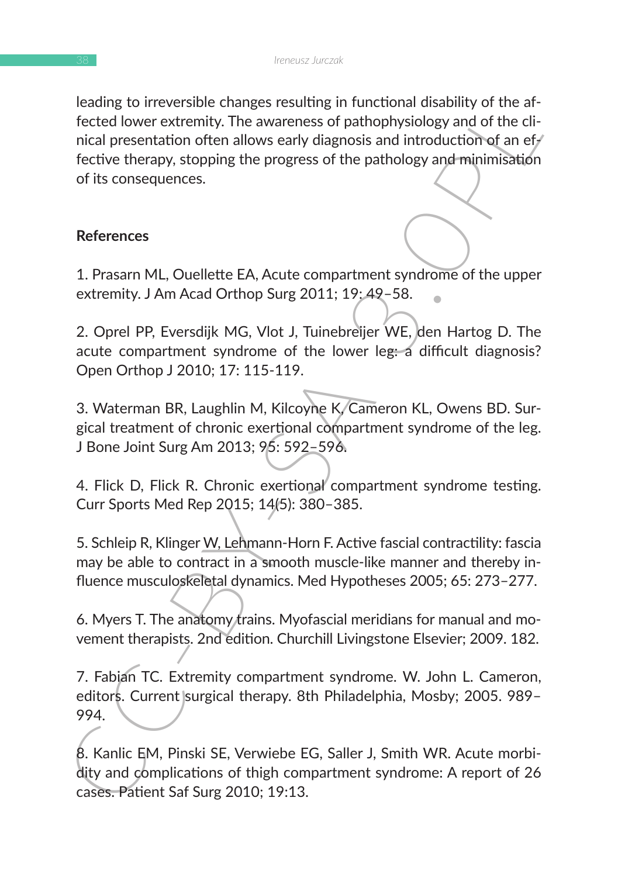leading to irreversible changes resulting in functional disability of the affected lower extremity. The awareness of pathophysiology and of the clinical presentation often allows early diagnosis and introduction of an effective therapy, stopping the progress of the pathology and minimisation of its consequences.

## References

1. Prasarn ML, Ouellette EA, Acute compartment syndrome of the upper extremity. J Am Acad Orthop Surg 2011; 19: 49–58.

2. Oprel PP, Eversdijk MG, Vlot J, Tuinebreijer WE, den Hartog D. The acute compartment syndrome of the lower leg: a difficult diagnosis? Open Orthop J 2010; 17: 115-119.

3. Waterman BR, Laughlin M, Kilcoyne K, Cameron KL, Owens BD. Surgical treatment of chronic exertional compartment syndrome of the leg. J Bone Joint Surg Am 2013; 95: 592–596.

4. Flick D, Flick R. Chronic exertional compartment syndrome testing. Curr Sports Med Rep 2015; 14(5): 380–385.

5. Schleip R, Klinger W, Lehmann-Horn F. Active fascial contractility: fascia may be able to contract in a smooth muscle-like manner and thereby influence musculoskeletal dynamics. Med Hypotheses 2005; 65: 273–277.

6. Myers T. The anatomy trains. Myofascial meridians for manual and movement therapists. 2nd edition. Churchill Livingstone Elsevier; 2009. 182.

7. Fabian TC. Extremity compartment syndrome. W. John L. Cameron, editors. Current surgical therapy. 8th Philadelphia, Mosby; 2005. 989–994.

8. Kanlic EM, Pinski SE, Verwiebe EG, Saller J, Smith WR. Acute morbidity and complications of thigh compartment syndrome: A report of 26 cases. Patient Saf Surg 2010; 19:13.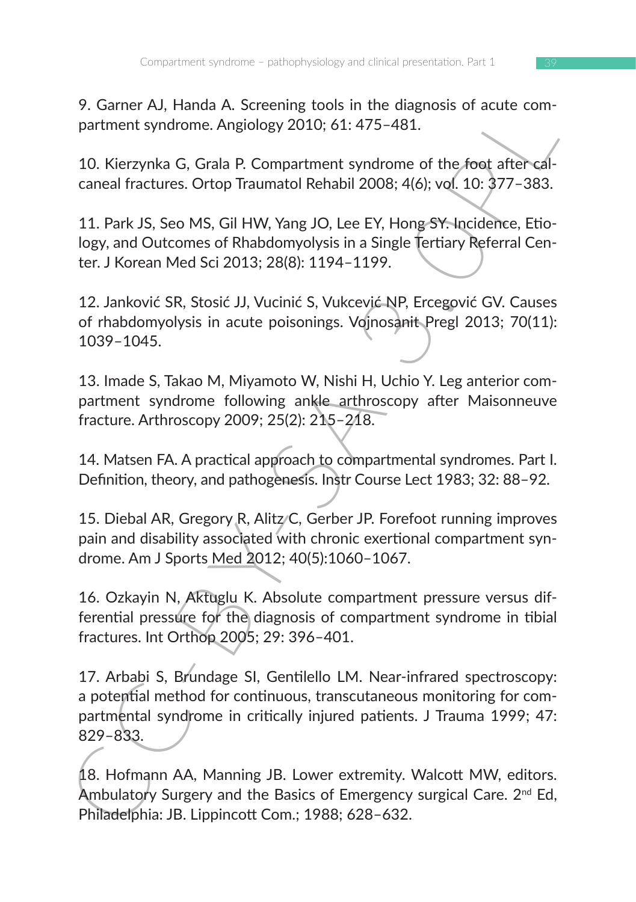9. Garner AJ, Handa A. Screening tools in the diagnosis of acute compartment syndrome. Angiology 2010; 61: 475–481.

10. Kierzynka G, Grala P. Compartment syndrome of the foot after calcaneal fractures. Ortop Traumatol Rehabil 2008; 4(6); vol. 10: 377–383.

11. Park JS, Seo MS, Gil HW, Yang JO, Lee EY, Hong SY. Incidence, Etiology, and Outcomes of Rhabdomyolysis in a Single Tertiary Referral Center. J Korean Med Sci 2013; 28(8): 1194–1199.

12. Janković SR, Stosić JJ, Vucinić S, Vukcević NP, Ercegović GV. Causes of rhabdomyolysis in acute poisonings. Vojnosanit Pregl 2013; 70(11): 1039–1045.

13. Imade S, Takao M, Miyamoto W, Nishi H, Uchio Y. Leg anterior compartment syndrome following ankle arthroscopy after Maisonneuve fracture. Arthroscopy 2009; 25(2): 215–218.

14. Matsen FA. A practical approach to compartmental syndromes. Part I. Definition, theory, and pathogenesis. Instr Course Lect 1983; 32: 88–92.

15. Diebal AR, Gregory R, Alitz C, Gerber JP. Forefoot running improves pain and disability associated with chronic exertional compartment syndrome. Am J Sports Med 2012; 40(5):1060–1067.

16. Ozkayin N, Aktuglu K. Absolute compartment pressure versus differential pressure for the diagnosis of compartment syndrome in tibial fractures. Int Orthop 2005; 29: 396–401.

17. Arbabi S, Brundage SI, Gentilello LM. Near-infrared spectroscopy: a potential method for continuous, transcutaneous monitoring for compartmental syndrome in critically injured patients. J Trauma 1999; 47: 829–833.

18. Hofmann AA, Manning JB. Lower extremity. Walcott MW, editors. Ambulatory Surgery and the Basics of Emergency surgical Care. 2nd Ed, Philadelphia: JB. Lippincott Com.; 1988; 628–632.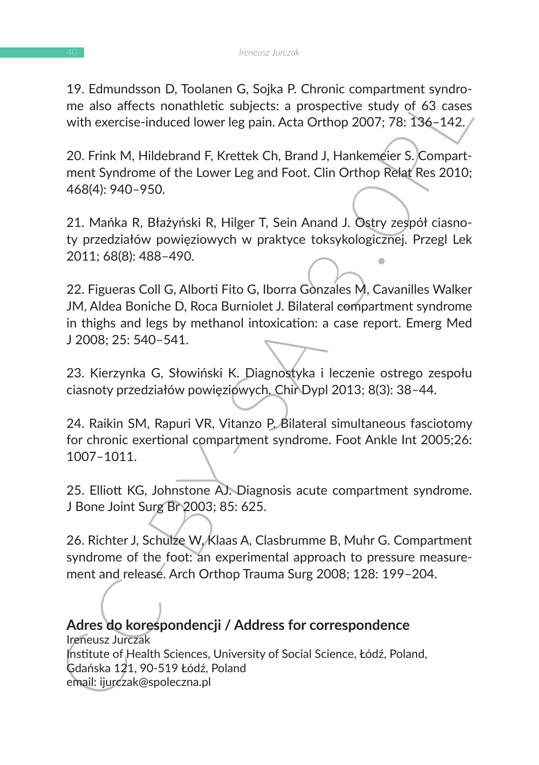19. Edmundsson D, Toolanen G, Sojka P. Chronic compartment syndrome also affects nonathletic subjects: a prospective study of 63 cases with exercise-induced lower leg pain. Acta Orthop 2007; 78: 136–142.

20. Frink M, Hildebrand F, Krettek Ch, Brand J, Hankemeier S. Compartment Syndrome of the Lower Leg and Foot. Clin Orthop Relat Res 2010; 468(4): 940–950.

21. Mańka R, Błażyński R, Hilger T, Sein Anand J. Ostry zespół ciasnoty przedziałów powięziowych w praktyce toksykologicznej. Przegl Lek 2011; 68(8): 488–490.

22. Figueras Coll G, Alborti Fito G, Iborra Gonzales M, Cavanilles Walker JM, Aldea Boniche D, Roca Burniolet J. Bilateral compartment syndrome in thighs and legs by methanol intoxication: a case report. Emerg Med J 2008; 25: 540–541.

23. Kierzynka G, Słowiński K. Diagnostyka i leczenie ostrego zespołu ciasnoty przedziałów powięziowych. Chir Dypl 2013; 8(3): 38–44.

24. Raikin SM, Rapuri VR, Vitanzo P. Bilateral simultaneous fasciotomy for chronic exertional compartment syndrome. Foot Ankle Int 2005;26: 1007–1011.

25. Elliott KG, Johnstone AJ. Diagnosis acute compartment syndrome. J Bone Joint Surg Br 2003; 85: 625.

26. Richter J, Schulze W, Klaas A, Clasbrumme B, Muhr G. Compartment syndrome of the foot: an experimental approach to pressure measurement and release. Arch Orthop Trauma Surg 2008; 128: 199–204.

## Adres do korespondencji / Address for correspondence

Ireneusz Jurczak
Institute of Health Sciences, University of Social Science, Łódź, Poland,
Gdańska 121, 90-519 Łódź, Poland
email: ijurczak@spoleczna.pl